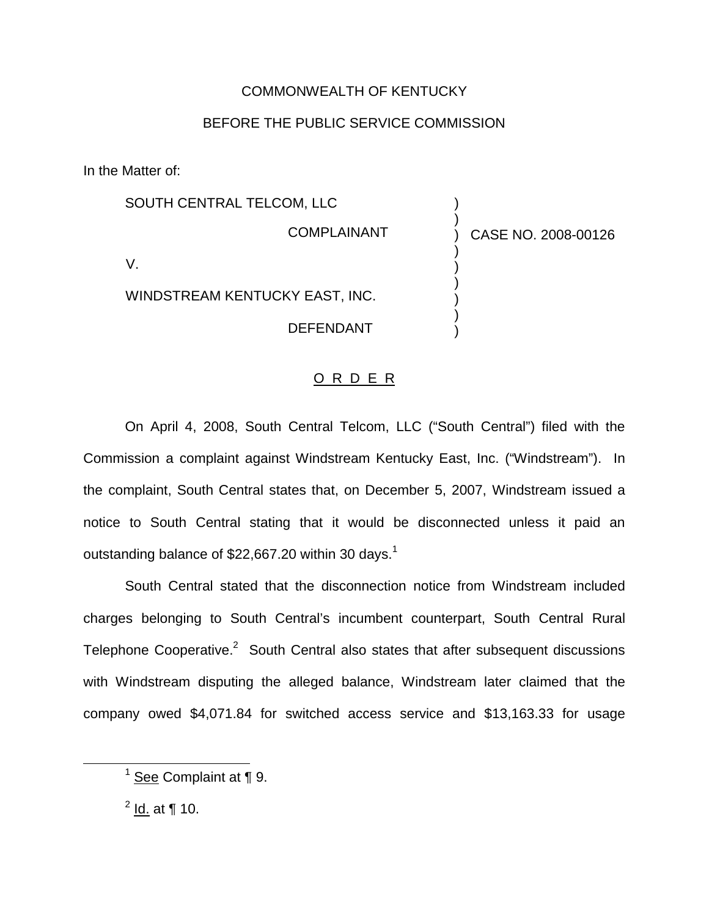COMMONWEALTH OF KENTUCKY

BEFORE THE PUBLIC SERVICE COMMISSION

In the Matter of:

| | | |
|---|---|---|
| SOUTH CENTRAL TELCOM, LLC<br><br>COMPLAINANT<br><br>V.<br><br>WINDSTREAM KENTUCKY EAST, INC.<br><br>DEFENDANT | ) | CASE NO. 2008-00126 |

## O R D E R

On April 4, 2008, South Central Telcom, LLC ("South Central") filed with the Commission a complaint against Windstream Kentucky East, Inc. ("Windstream"). In the complaint, South Central states that, on December 5, 2007, Windstream issued a notice to South Central stating that it would be disconnected unless it paid an outstanding balance of $22,667.20 within 30 days.[1]

South Central stated that the disconnection notice from Windstream included charges belonging to South Central's incumbent counterpart, South Central Rural Telephone Cooperative.[2] South Central also states that after subsequent discussions with Windstream disputing the alleged balance, Windstream later claimed that the company owed $4,071.84 for switched access service and $13,163.33 for usage

---

[1] See Complaint at ¶ 9.

[2] Id. at ¶ 10.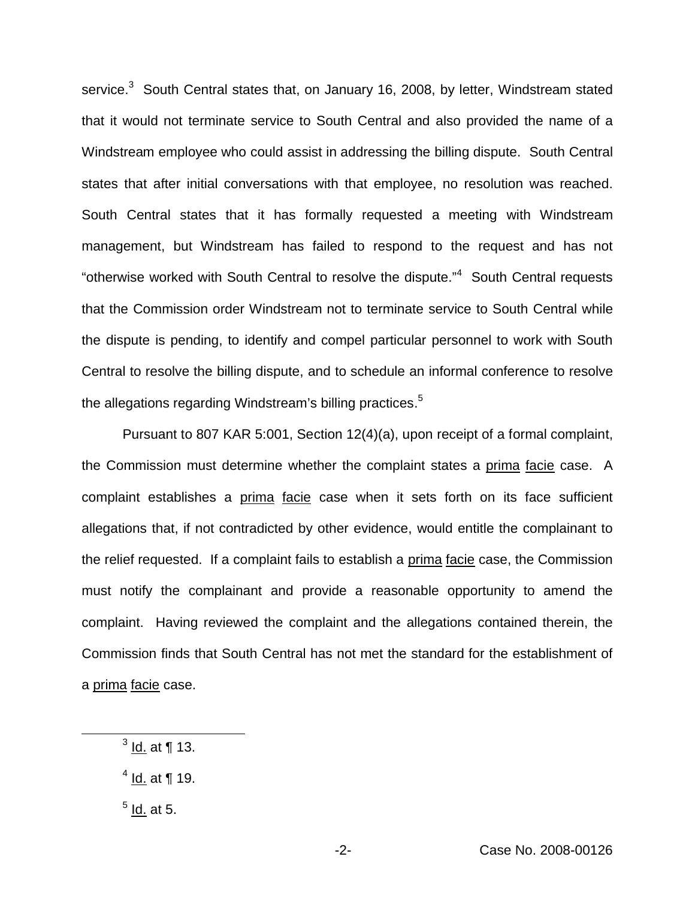service.[3] South Central states that, on January 16, 2008, by letter, Windstream stated that it would not terminate service to South Central and also provided the name of a Windstream employee who could assist in addressing the billing dispute. South Central states that after initial conversations with that employee, no resolution was reached. South Central states that it has formally requested a meeting with Windstream management, but Windstream has failed to respond to the request and has not "otherwise worked with South Central to resolve the dispute."[4] South Central requests that the Commission order Windstream not to terminate service to South Central while the dispute is pending, to identify and compel particular personnel to work with South Central to resolve the billing dispute, and to schedule an informal conference to resolve the allegations regarding Windstream's billing practices.[5]

Pursuant to 807 KAR 5:001, Section 12(4)(a), upon receipt of a formal complaint, the Commission must determine whether the complaint states a prima facie case. A complaint establishes a prima facie case when it sets forth on its face sufficient allegations that, if not contradicted by other evidence, would entitle the complainant to the relief requested. If a complaint fails to establish a prima facie case, the Commission must notify the complainant and provide a reasonable opportunity to amend the complaint. Having reviewed the complaint and the allegations contained therein, the Commission finds that South Central has not met the standard for the establishment of a prima facie case.

---

[3] Id. at ¶ 13.

[4] Id. at ¶ 19.

[5] Id. at 5.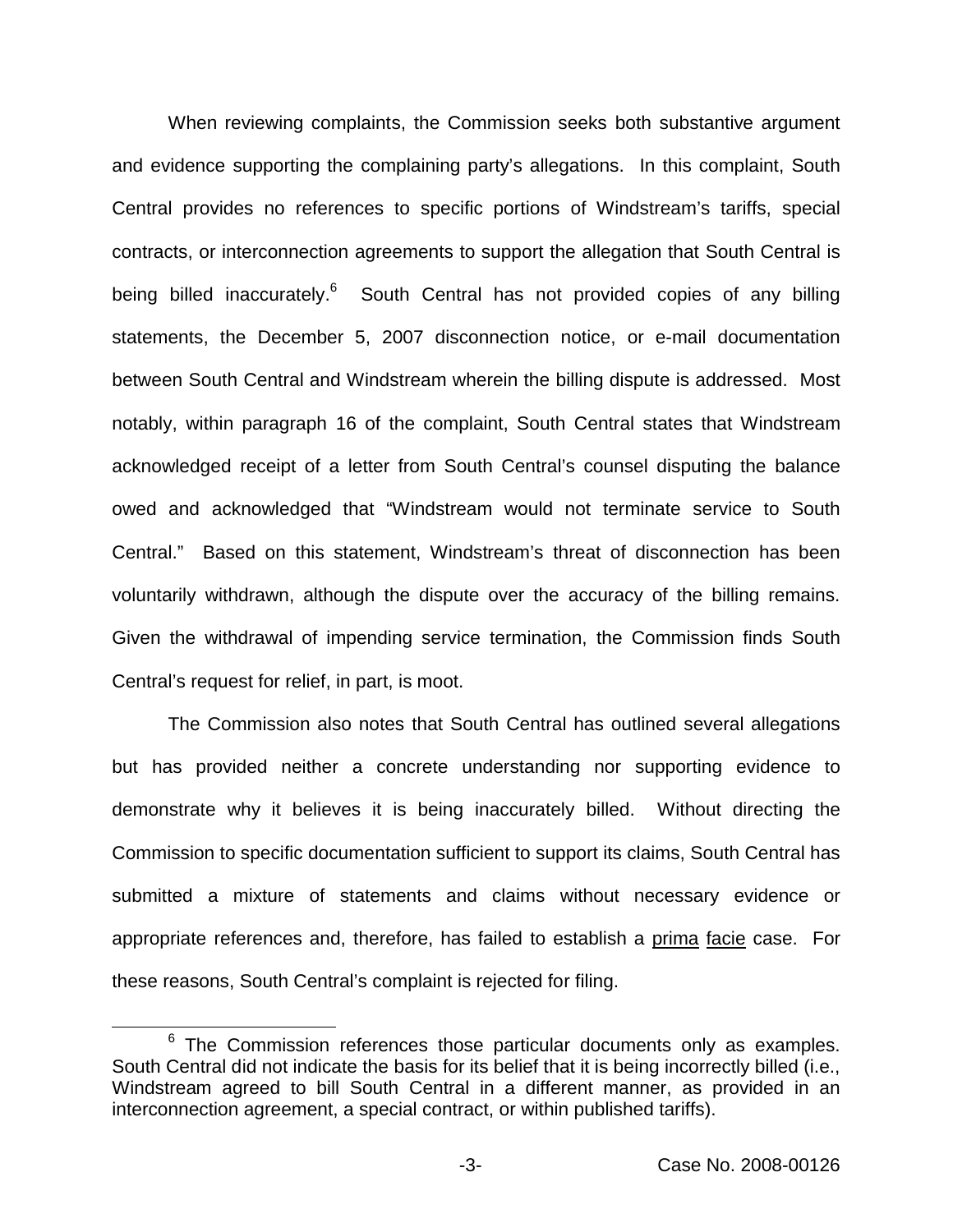When reviewing complaints, the Commission seeks both substantive argument and evidence supporting the complaining party's allegations. In this complaint, South Central provides no references to specific portions of Windstream's tariffs, special contracts, or interconnection agreements to support the allegation that South Central is being billed inaccurately.[6] South Central has not provided copies of any billing statements, the December 5, 2007 disconnection notice, or e-mail documentation between South Central and Windstream wherein the billing dispute is addressed. Most notably, within paragraph 16 of the complaint, South Central states that Windstream acknowledged receipt of a letter from South Central's counsel disputing the balance owed and acknowledged that "Windstream would not terminate service to South Central." Based on this statement, Windstream's threat of disconnection has been voluntarily withdrawn, although the dispute over the accuracy of the billing remains. Given the withdrawal of impending service termination, the Commission finds South Central's request for relief, in part, is moot.

The Commission also notes that South Central has outlined several allegations but has provided neither a concrete understanding nor supporting evidence to demonstrate why it believes it is being inaccurately billed. Without directing the Commission to specific documentation sufficient to support its claims, South Central has submitted a mixture of statements and claims without necessary evidence or appropriate references and, therefore, has failed to establish a prima facie case. For these reasons, South Central's complaint is rejected for filing.

[6] The Commission references those particular documents only as examples. South Central did not indicate the basis for its belief that it is being incorrectly billed (i.e., Windstream agreed to bill South Central in a different manner, as provided in an interconnection agreement, a special contract, or within published tariffs).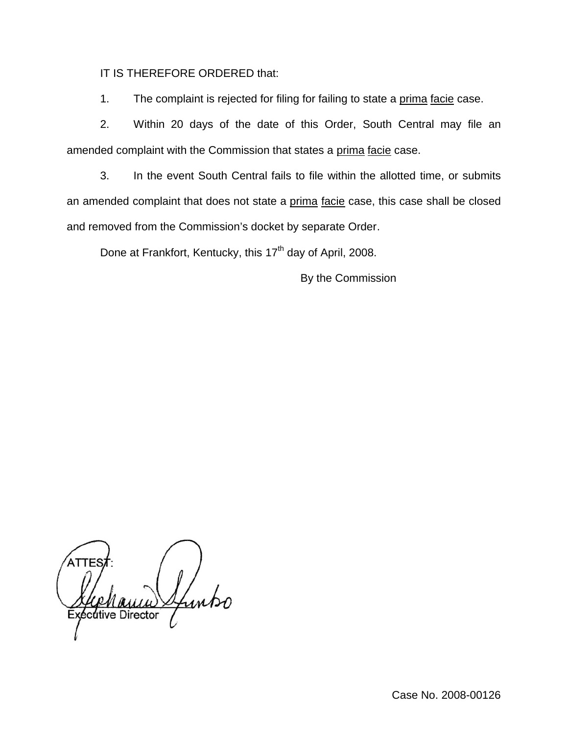IT IS THEREFORE ORDERED that:

1. The complaint is rejected for filing for failing to state a prima facie case.

2. Within 20 days of the date of this Order, South Central may file an amended complaint with the Commission that states a prima facie case.

3. In the event South Central fails to file within the allotted time, or submits an amended complaint that does not state a prima facie case, this case shall be closed and removed from the Commission's docket by separate Order.

Done at Frankfort, Kentucky, this 17th day of April, 2008.

By the Commission

ATTEST:

Executive Director

Case No. 2008-00126